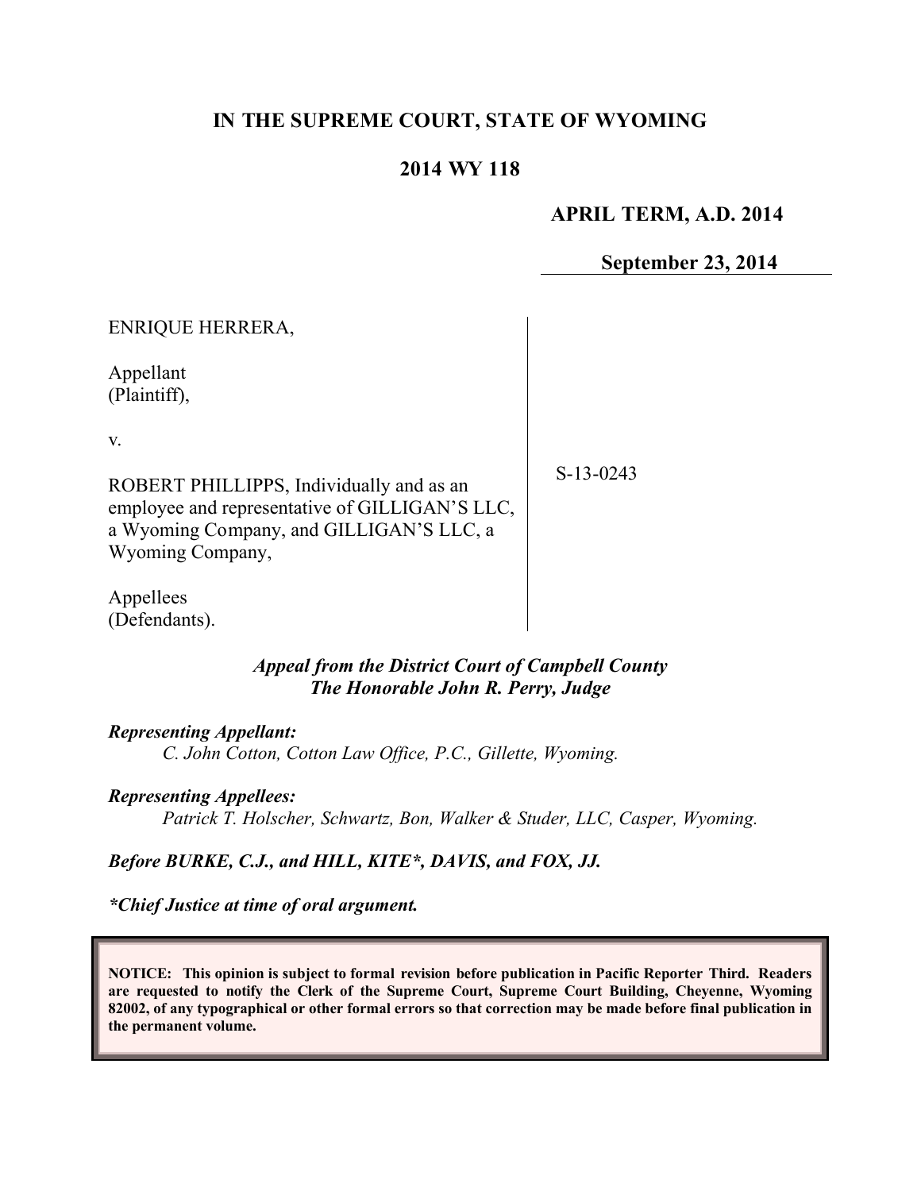# IN THE SUPREME COURT, STATE OF WYOMING

## 2014 WY 118

**APRIL TERM, A.D. 2014**

**September 23, 2014**

ENRIQUE HERRERA,

Appellant
(Plaintiff),

v.

ROBERT PHILLIPPS, Individually and as an employee and representative of GILLIGAN'S LLC, a Wyoming Company, and GILLIGAN'S LLC, a Wyoming Company,

Appellees
(Defendants).

S-13-0243

***Appeal from the District Court of Campbell County***
***The Honorable John R. Perry, Judge***

***Representing Appellant:***
*C. John Cotton, Cotton Law Office, P.C., Gillette, Wyoming.*

***Representing Appellees:***
*Patrick T. Holscher, Schwartz, Bon, Walker & Studer, LLC, Casper, Wyoming.*

***Before BURKE, C.J., and HILL, KITE*, DAVIS, and FOX, JJ.***

****Chief Justice at time of oral argument.***

**NOTICE: This opinion is subject to formal revision before publication in Pacific Reporter Third. Readers are requested to notify the Clerk of the Supreme Court, Supreme Court Building, Cheyenne, Wyoming 82002, of any typographical or other formal errors so that correction may be made before final publication in the permanent volume.**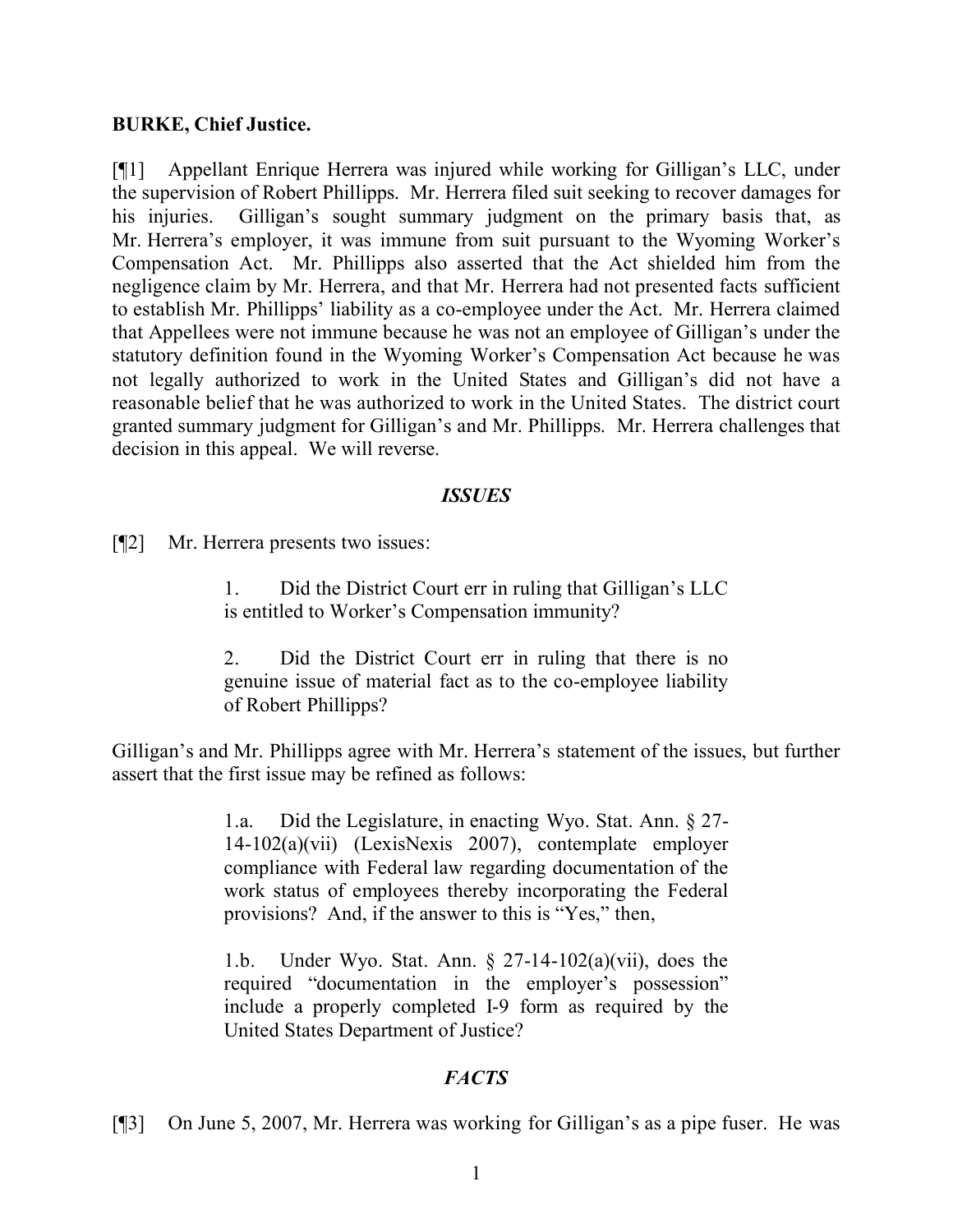**BURKE, Chief Justice.**

[¶1] Appellant Enrique Herrera was injured while working for Gilligan's LLC, under the supervision of Robert Phillipps. Mr. Herrera filed suit seeking to recover damages for his injuries. Gilligan's sought summary judgment on the primary basis that, as Mr. Herrera's employer, it was immune from suit pursuant to the Wyoming Worker's Compensation Act. Mr. Phillipps also asserted that the Act shielded him from the negligence claim by Mr. Herrera, and that Mr. Herrera had not presented facts sufficient to establish Mr. Phillipps' liability as a co-employee under the Act. Mr. Herrera claimed that Appellees were not immune because he was not an employee of Gilligan's under the statutory definition found in the Wyoming Worker's Compensation Act because he was not legally authorized to work in the United States and Gilligan's did not have a reasonable belief that he was authorized to work in the United States. The district court granted summary judgment for Gilligan's and Mr. Phillipps. Mr. Herrera challenges that decision in this appeal. We will reverse.

### *ISSUES*

[¶2] Mr. Herrera presents two issues:

> 1. Did the District Court err in ruling that Gilligan's LLC is entitled to Worker's Compensation immunity?
>
> 2. Did the District Court err in ruling that there is no genuine issue of material fact as to the co-employee liability of Robert Phillipps?

Gilligan's and Mr. Phillipps agree with Mr. Herrera's statement of the issues, but further assert that the first issue may be refined as follows:

> 1.a. Did the Legislature, in enacting Wyo. Stat. Ann. § 27-14-102(a)(vii) (LexisNexis 2007), contemplate employer compliance with Federal law regarding documentation of the work status of employees thereby incorporating the Federal provisions? And, if the answer to this is "Yes," then,
>
> 1.b. Under Wyo. Stat. Ann. § 27-14-102(a)(vii), does the required "documentation in the employer's possession" include a properly completed I-9 form as required by the United States Department of Justice?

### *FACTS*

[¶3] On June 5, 2007, Mr. Herrera was working for Gilligan's as a pipe fuser. He was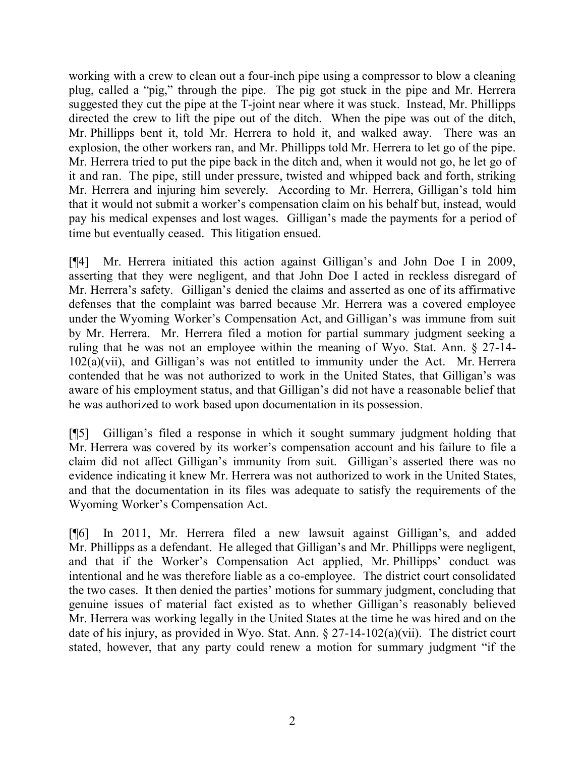working with a crew to clean out a four-inch pipe using a compressor to blow a cleaning plug, called a "pig," through the pipe. The pig got stuck in the pipe and Mr. Herrera suggested they cut the pipe at the T-joint near where it was stuck. Instead, Mr. Phillipps directed the crew to lift the pipe out of the ditch. When the pipe was out of the ditch, Mr. Phillipps bent it, told Mr. Herrera to hold it, and walked away. There was an explosion, the other workers ran, and Mr. Phillipps told Mr. Herrera to let go of the pipe. Mr. Herrera tried to put the pipe back in the ditch and, when it would not go, he let go of it and ran. The pipe, still under pressure, twisted and whipped back and forth, striking Mr. Herrera and injuring him severely. According to Mr. Herrera, Gilligan's told him that it would not submit a worker's compensation claim on his behalf but, instead, would pay his medical expenses and lost wages. Gilligan's made the payments for a period of time but eventually ceased. This litigation ensued.

[¶4] Mr. Herrera initiated this action against Gilligan's and John Doe I in 2009, asserting that they were negligent, and that John Doe I acted in reckless disregard of Mr. Herrera's safety. Gilligan's denied the claims and asserted as one of its affirmative defenses that the complaint was barred because Mr. Herrera was a covered employee under the Wyoming Worker's Compensation Act, and Gilligan's was immune from suit by Mr. Herrera. Mr. Herrera filed a motion for partial summary judgment seeking a ruling that he was not an employee within the meaning of Wyo. Stat. Ann. § 27-14-102(a)(vii), and Gilligan's was not entitled to immunity under the Act. Mr. Herrera contended that he was not authorized to work in the United States, that Gilligan's was aware of his employment status, and that Gilligan's did not have a reasonable belief that he was authorized to work based upon documentation in its possession.

[¶5] Gilligan's filed a response in which it sought summary judgment holding that Mr. Herrera was covered by its worker's compensation account and his failure to file a claim did not affect Gilligan's immunity from suit. Gilligan's asserted there was no evidence indicating it knew Mr. Herrera was not authorized to work in the United States, and that the documentation in its files was adequate to satisfy the requirements of the Wyoming Worker's Compensation Act.

[¶6] In 2011, Mr. Herrera filed a new lawsuit against Gilligan's, and added Mr. Phillipps as a defendant. He alleged that Gilligan's and Mr. Phillipps were negligent, and that if the Worker's Compensation Act applied, Mr. Phillipps' conduct was intentional and he was therefore liable as a co-employee. The district court consolidated the two cases. It then denied the parties' motions for summary judgment, concluding that genuine issues of material fact existed as to whether Gilligan's reasonably believed Mr. Herrera was working legally in the United States at the time he was hired and on the date of his injury, as provided in Wyo. Stat. Ann. § 27-14-102(a)(vii). The district court stated, however, that any party could renew a motion for summary judgment "if the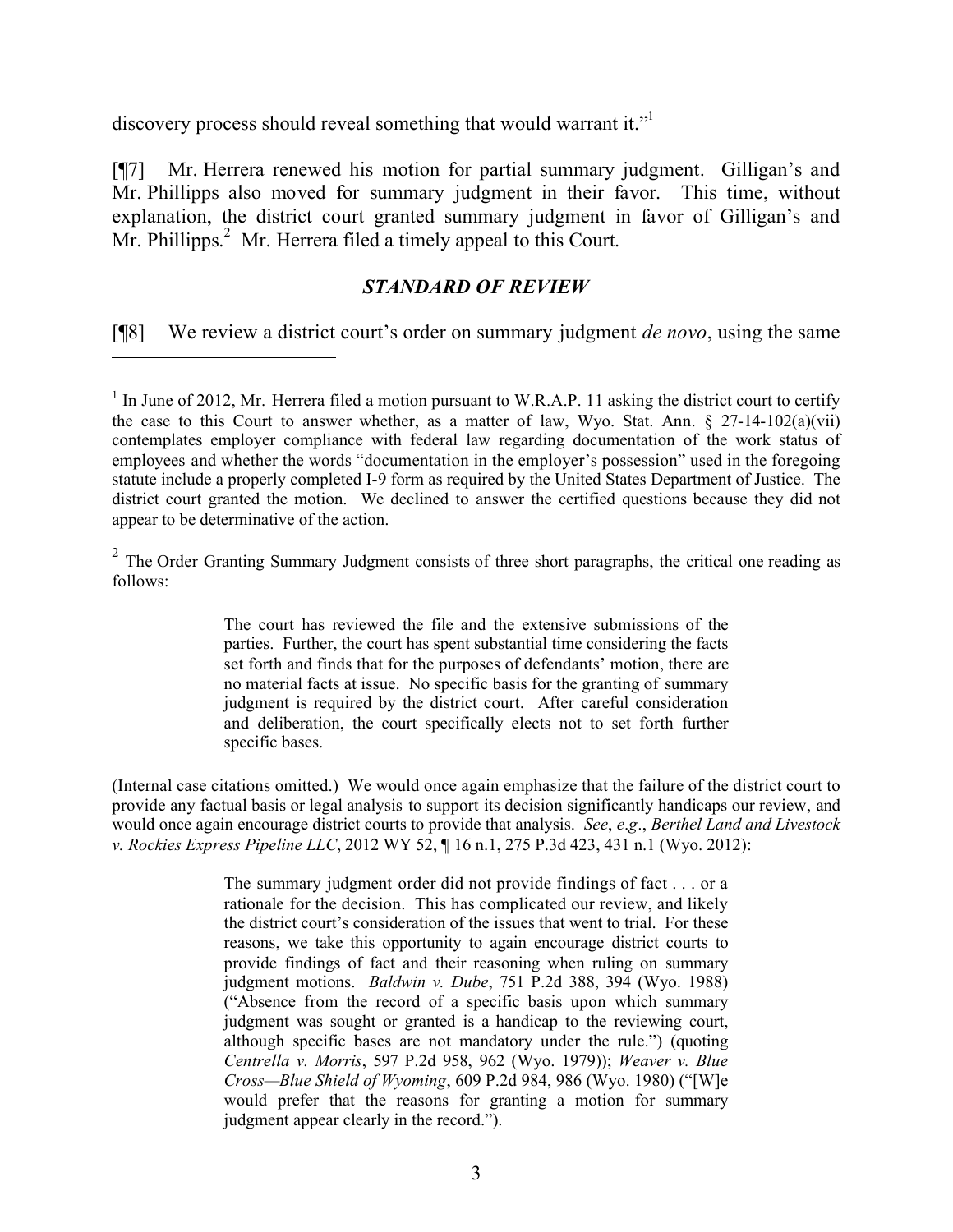discovery process should reveal something that would warrant it."[1]

[¶7] Mr. Herrera renewed his motion for partial summary judgment. Gilligan's and Mr. Phillipps also moved for summary judgment in their favor. This time, without explanation, the district court granted summary judgment in favor of Gilligan's and Mr. Phillipps.[2] Mr. Herrera filed a timely appeal to this Court.

## *STANDARD OF REVIEW*

[¶8] We review a district court's order on summary judgment *de novo*, using the same

---

[1] In June of 2012, Mr. Herrera filed a motion pursuant to W.R.A.P. 11 asking the district court to certify the case to this Court to answer whether, as a matter of law, Wyo. Stat. Ann. § 27-14-102(a)(vii) contemplates employer compliance with federal law regarding documentation of the work status of employees and whether the words "documentation in the employer's possession" used in the foregoing statute include a properly completed I-9 form as required by the United States Department of Justice. The district court granted the motion. We declined to answer the certified questions because they did not appear to be determinative of the action.

[2] The Order Granting Summary Judgment consists of three short paragraphs, the critical one reading as follows:

> The court has reviewed the file and the extensive submissions of the parties. Further, the court has spent substantial time considering the facts set forth and finds that for the purposes of defendants' motion, there are no material facts at issue. No specific basis for the granting of summary judgment is required by the district court. After careful consideration and deliberation, the court specifically elects not to set forth further specific bases.

(Internal case citations omitted.) We would once again emphasize that the failure of the district court to provide any factual basis or legal analysis to support its decision significantly handicaps our review, and would once again encourage district courts to provide that analysis. *See*, *e.g*., *Berthel Land and Livestock v. Rockies Express Pipeline LLC*, 2012 WY 52, ¶ 16 n.1, 275 P.3d 423, 431 n.1 (Wyo. 2012):

> The summary judgment order did not provide findings of fact . . . or a rationale for the decision. This has complicated our review, and likely the district court's consideration of the issues that went to trial. For these reasons, we take this opportunity to again encourage district courts to provide findings of fact and their reasoning when ruling on summary judgment motions. *Baldwin v. Dube*, 751 P.2d 388, 394 (Wyo. 1988) ("Absence from the record of a specific basis upon which summary judgment was sought or granted is a handicap to the reviewing court, although specific bases are not mandatory under the rule.") (quoting *Centrella v. Morris*, 597 P.2d 958, 962 (Wyo. 1979)); *Weaver v. Blue Cross—Blue Shield of Wyoming*, 609 P.2d 984, 986 (Wyo. 1980) ("[W]e would prefer that the reasons for granting a motion for summary judgment appear clearly in the record.").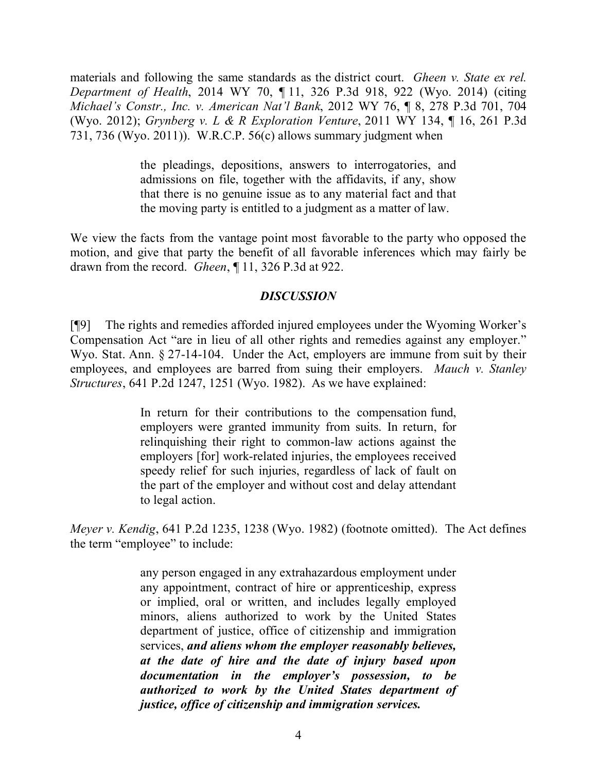materials and following the same standards as the district court. *Gheen v. State ex rel. Department of Health*, 2014 WY 70, ¶ 11, 326 P.3d 918, 922 (Wyo. 2014) (citing *Michael's Constr., Inc. v. American Nat'l Bank*, 2012 WY 76, ¶ 8, 278 P.3d 701, 704 (Wyo. 2012); *Grynberg v. L & R Exploration Venture*, 2011 WY 134, ¶ 16, 261 P.3d 731, 736 (Wyo. 2011)). W.R.C.P. 56(c) allows summary judgment when

> the pleadings, depositions, answers to interrogatories, and admissions on file, together with the affidavits, if any, show that there is no genuine issue as to any material fact and that the moving party is entitled to a judgment as a matter of law.

We view the facts from the vantage point most favorable to the party who opposed the motion, and give that party the benefit of all favorable inferences which may fairly be drawn from the record. *Gheen*, ¶ 11, 326 P.3d at 922.

## ***DISCUSSION***

[¶9] The rights and remedies afforded injured employees under the Wyoming Worker's Compensation Act "are in lieu of all other rights and remedies against any employer." Wyo. Stat. Ann. § 27-14-104. Under the Act, employers are immune from suit by their employees, and employees are barred from suing their employers. *Mauch v. Stanley Structures*, 641 P.2d 1247, 1251 (Wyo. 1982). As we have explained:

> In return for their contributions to the compensation fund, employers were granted immunity from suits. In return, for relinquishing their right to common-law actions against the employers [for] work-related injuries, the employees received speedy relief for such injuries, regardless of lack of fault on the part of the employer and without cost and delay attendant to legal action.

*Meyer v. Kendig*, 641 P.2d 1235, 1238 (Wyo. 1982) (footnote omitted). The Act defines the term "employee" to include:

> any person engaged in any extrahazardous employment under any appointment, contract of hire or apprenticeship, express or implied, oral or written, and includes legally employed minors, aliens authorized to work by the United States department of justice, office of citizenship and immigration services, ***and aliens whom the employer reasonably believes, at the date of hire and the date of injury based upon documentation in the employer's possession, to be authorized to work by the United States department of justice, office of citizenship and immigration services.***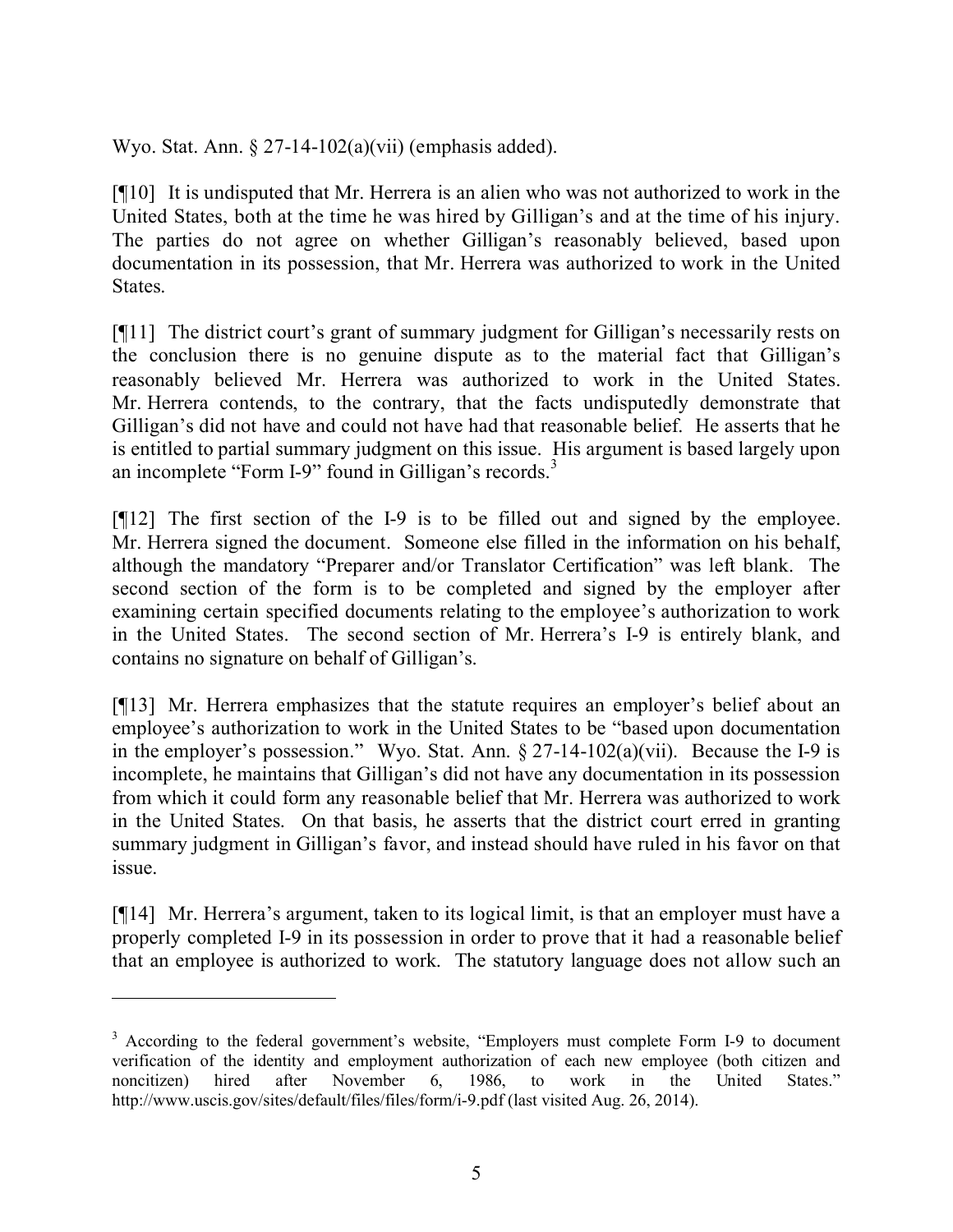Wyo. Stat. Ann. § 27-14-102(a)(vii) (emphasis added).

[¶10] It is undisputed that Mr. Herrera is an alien who was not authorized to work in the United States, both at the time he was hired by Gilligan's and at the time of his injury. The parties do not agree on whether Gilligan's reasonably believed, based upon documentation in its possession, that Mr. Herrera was authorized to work in the United States.

[¶11] The district court's grant of summary judgment for Gilligan's necessarily rests on the conclusion there is no genuine dispute as to the material fact that Gilligan's reasonably believed Mr. Herrera was authorized to work in the United States. Mr. Herrera contends, to the contrary, that the facts undisputedly demonstrate that Gilligan's did not have and could not have had that reasonable belief. He asserts that he is entitled to partial summary judgment on this issue. His argument is based largely upon an incomplete "Form I-9" found in Gilligan's records.[3]

[¶12] The first section of the I-9 is to be filled out and signed by the employee. Mr. Herrera signed the document. Someone else filled in the information on his behalf, although the mandatory "Preparer and/or Translator Certification" was left blank. The second section of the form is to be completed and signed by the employer after examining certain specified documents relating to the employee's authorization to work in the United States. The second section of Mr. Herrera's I-9 is entirely blank, and contains no signature on behalf of Gilligan's.

[¶13] Mr. Herrera emphasizes that the statute requires an employer's belief about an employee's authorization to work in the United States to be "based upon documentation in the employer's possession." Wyo. Stat. Ann. § 27-14-102(a)(vii). Because the I-9 is incomplete, he maintains that Gilligan's did not have any documentation in its possession from which it could form any reasonable belief that Mr. Herrera was authorized to work in the United States. On that basis, he asserts that the district court erred in granting summary judgment in Gilligan's favor, and instead should have ruled in his favor on that issue.

[¶14] Mr. Herrera's argument, taken to its logical limit, is that an employer must have a properly completed I-9 in its possession in order to prove that it had a reasonable belief that an employee is authorized to work. The statutory language does not allow such an

---

[3] According to the federal government's website, "Employers must complete Form I-9 to document verification of the identity and employment authorization of each new employee (both citizen and noncitizen) hired after November 6, 1986, to work in the United States." http://www.uscis.gov/sites/default/files/files/form/i-9.pdf (last visited Aug. 26, 2014).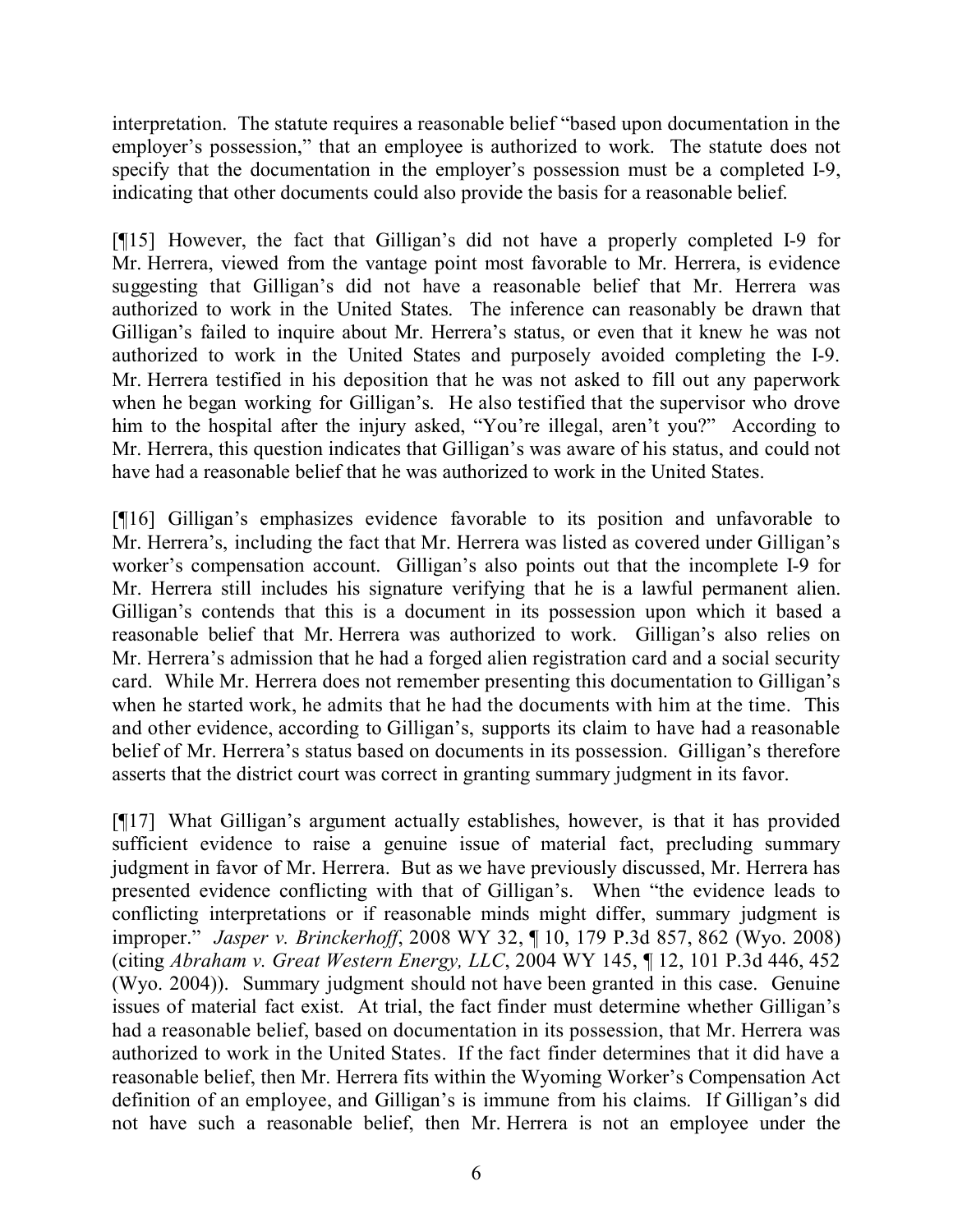interpretation. The statute requires a reasonable belief "based upon documentation in the employer's possession," that an employee is authorized to work. The statute does not specify that the documentation in the employer's possession must be a completed I-9, indicating that other documents could also provide the basis for a reasonable belief.

[¶15] However, the fact that Gilligan's did not have a properly completed I-9 for Mr. Herrera, viewed from the vantage point most favorable to Mr. Herrera, is evidence suggesting that Gilligan's did not have a reasonable belief that Mr. Herrera was authorized to work in the United States. The inference can reasonably be drawn that Gilligan's failed to inquire about Mr. Herrera's status, or even that it knew he was not authorized to work in the United States and purposely avoided completing the I-9. Mr. Herrera testified in his deposition that he was not asked to fill out any paperwork when he began working for Gilligan's. He also testified that the supervisor who drove him to the hospital after the injury asked, "You're illegal, aren't you?" According to Mr. Herrera, this question indicates that Gilligan's was aware of his status, and could not have had a reasonable belief that he was authorized to work in the United States.

[¶16] Gilligan's emphasizes evidence favorable to its position and unfavorable to Mr. Herrera's, including the fact that Mr. Herrera was listed as covered under Gilligan's worker's compensation account. Gilligan's also points out that the incomplete I-9 for Mr. Herrera still includes his signature verifying that he is a lawful permanent alien. Gilligan's contends that this is a document in its possession upon which it based a reasonable belief that Mr. Herrera was authorized to work. Gilligan's also relies on Mr. Herrera's admission that he had a forged alien registration card and a social security card. While Mr. Herrera does not remember presenting this documentation to Gilligan's when he started work, he admits that he had the documents with him at the time. This and other evidence, according to Gilligan's, supports its claim to have had a reasonable belief of Mr. Herrera's status based on documents in its possession. Gilligan's therefore asserts that the district court was correct in granting summary judgment in its favor.

[¶17] What Gilligan's argument actually establishes, however, is that it has provided sufficient evidence to raise a genuine issue of material fact, precluding summary judgment in favor of Mr. Herrera. But as we have previously discussed, Mr. Herrera has presented evidence conflicting with that of Gilligan's. When "the evidence leads to conflicting interpretations or if reasonable minds might differ, summary judgment is improper." *Jasper v. Brinckerhoff*, 2008 WY 32, ¶ 10, 179 P.3d 857, 862 (Wyo. 2008) (citing *Abraham v. Great Western Energy, LLC*, 2004 WY 145, ¶ 12, 101 P.3d 446, 452 (Wyo. 2004)). Summary judgment should not have been granted in this case. Genuine issues of material fact exist. At trial, the fact finder must determine whether Gilligan's had a reasonable belief, based on documentation in its possession, that Mr. Herrera was authorized to work in the United States. If the fact finder determines that it did have a reasonable belief, then Mr. Herrera fits within the Wyoming Worker's Compensation Act definition of an employee, and Gilligan's is immune from his claims. If Gilligan's did not have such a reasonable belief, then Mr. Herrera is not an employee under the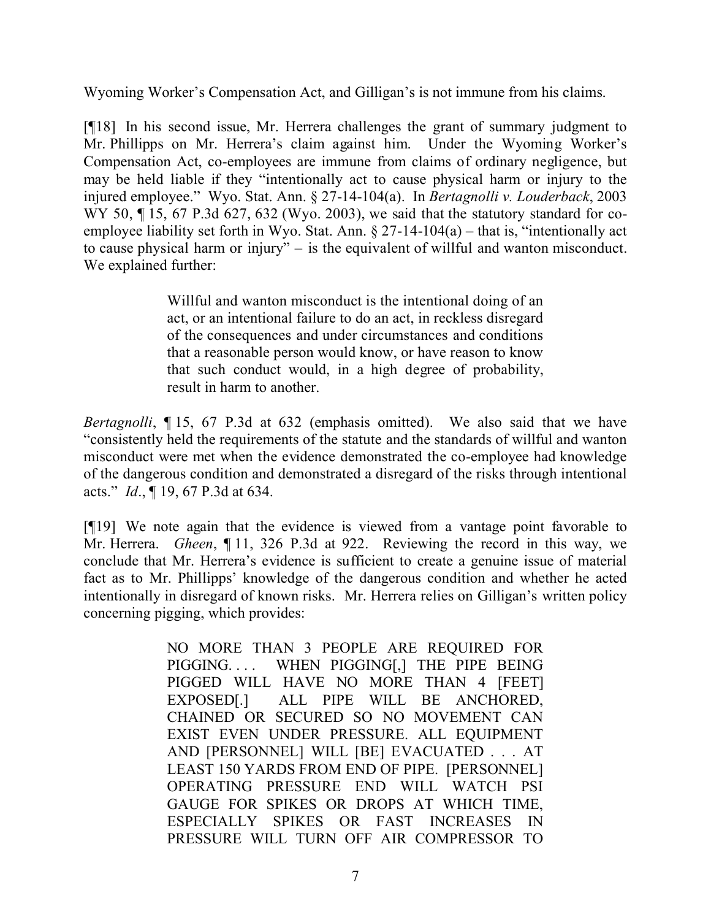Wyoming Worker's Compensation Act, and Gilligan's is not immune from his claims.

[¶18] In his second issue, Mr. Herrera challenges the grant of summary judgment to Mr. Phillipps on Mr. Herrera's claim against him. Under the Wyoming Worker's Compensation Act, co-employees are immune from claims of ordinary negligence, but may be held liable if they "intentionally act to cause physical harm or injury to the injured employee." Wyo. Stat. Ann. § 27-14-104(a). In *Bertagnolli v. Louderback*, 2003 WY 50, ¶ 15, 67 P.3d 627, 632 (Wyo. 2003), we said that the statutory standard for co-employee liability set forth in Wyo. Stat. Ann. § 27-14-104(a) – that is, "intentionally act to cause physical harm or injury" – is the equivalent of willful and wanton misconduct. We explained further:

> Willful and wanton misconduct is the intentional doing of an act, or an intentional failure to do an act, in reckless disregard of the consequences and under circumstances and conditions that a reasonable person would know, or have reason to know that such conduct would, in a high degree of probability, result in harm to another.

*Bertagnolli*, ¶ 15, 67 P.3d at 632 (emphasis omitted). We also said that we have "consistently held the requirements of the statute and the standards of willful and wanton misconduct were met when the evidence demonstrated the co-employee had knowledge of the dangerous condition and demonstrated a disregard of the risks through intentional acts." *Id*., ¶ 19, 67 P.3d at 634.

[¶19] We note again that the evidence is viewed from a vantage point favorable to Mr. Herrera. *Gheen*, ¶ 11, 326 P.3d at 922. Reviewing the record in this way, we conclude that Mr. Herrera's evidence is sufficient to create a genuine issue of material fact as to Mr. Phillipps' knowledge of the dangerous condition and whether he acted intentionally in disregard of known risks. Mr. Herrera relies on Gilligan's written policy concerning pigging, which provides:

> NO MORE THAN 3 PEOPLE ARE REQUIRED FOR PIGGING. . . . WHEN PIGGING[,] THE PIPE BEING PIGGED WILL HAVE NO MORE THAN 4 [FEET] EXPOSED[.] ALL PIPE WILL BE ANCHORED, CHAINED OR SECURED SO NO MOVEMENT CAN EXIST EVEN UNDER PRESSURE. ALL EQUIPMENT AND [PERSONNEL] WILL [BE] EVACUATED . . . AT LEAST 150 YARDS FROM END OF PIPE. [PERSONNEL] OPERATING PRESSURE END WILL WATCH PSI GAUGE FOR SPIKES OR DROPS AT WHICH TIME, ESPECIALLY SPIKES OR FAST INCREASES IN PRESSURE WILL TURN OFF AIR COMPRESSOR TO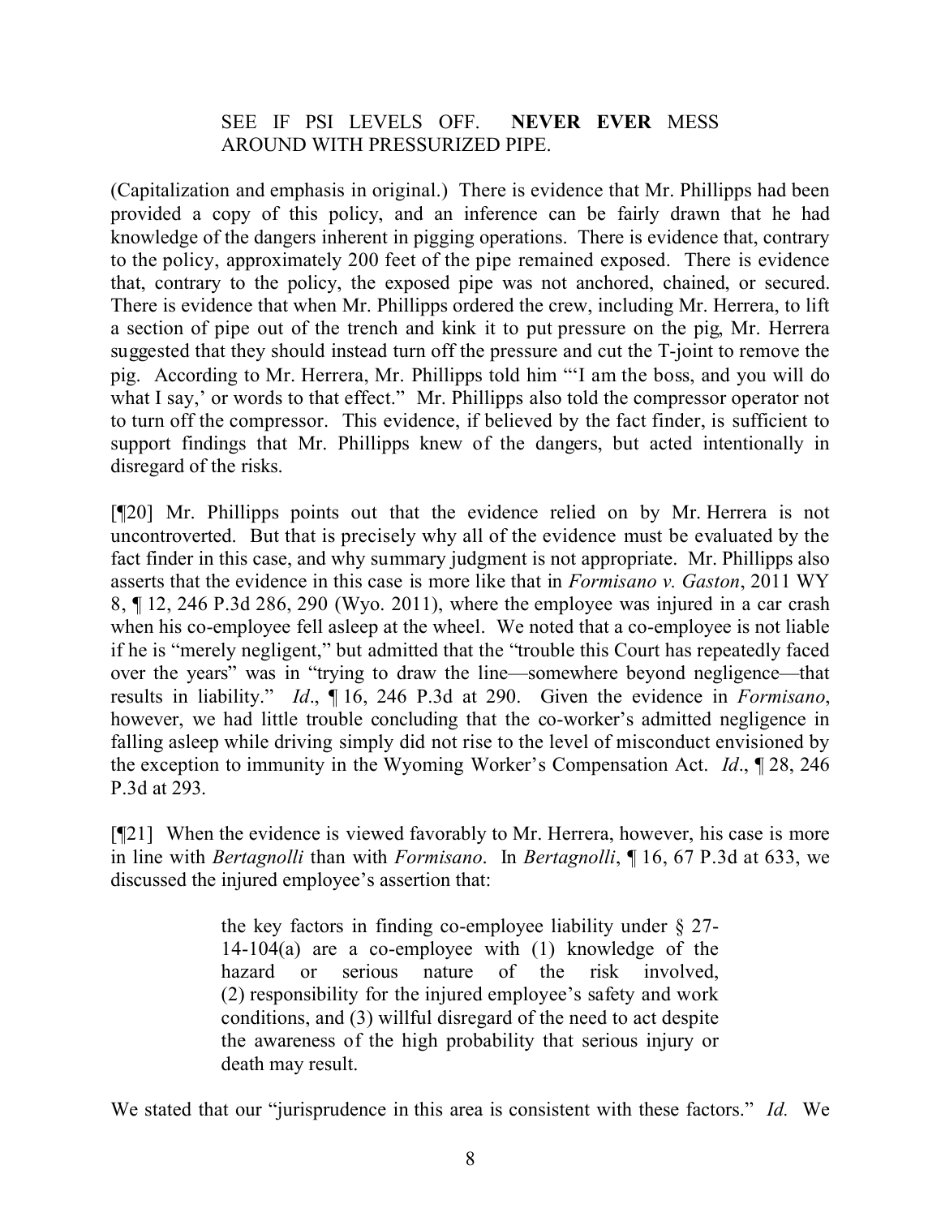> SEE IF PSI LEVELS OFF. **NEVER EVER** MESS AROUND WITH PRESSURIZED PIPE.

(Capitalization and emphasis in original.) There is evidence that Mr. Phillipps had been provided a copy of this policy, and an inference can be fairly drawn that he had knowledge of the dangers inherent in pigging operations. There is evidence that, contrary to the policy, approximately 200 feet of the pipe remained exposed. There is evidence that, contrary to the policy, the exposed pipe was not anchored, chained, or secured. There is evidence that when Mr. Phillipps ordered the crew, including Mr. Herrera, to lift a section of pipe out of the trench and kink it to put pressure on the pig, Mr. Herrera suggested that they should instead turn off the pressure and cut the T-joint to remove the pig. According to Mr. Herrera, Mr. Phillipps told him "'I am the boss, and you will do what I say,' or words to that effect." Mr. Phillipps also told the compressor operator not to turn off the compressor. This evidence, if believed by the fact finder, is sufficient to support findings that Mr. Phillipps knew of the dangers, but acted intentionally in disregard of the risks.

[¶20] Mr. Phillipps points out that the evidence relied on by Mr. Herrera is not uncontroverted. But that is precisely why all of the evidence must be evaluated by the fact finder in this case, and why summary judgment is not appropriate. Mr. Phillipps also asserts that the evidence in this case is more like that in *Formisano v. Gaston*, 2011 WY 8, ¶ 12, 246 P.3d 286, 290 (Wyo. 2011), where the employee was injured in a car crash when his co-employee fell asleep at the wheel. We noted that a co-employee is not liable if he is "merely negligent," but admitted that the "trouble this Court has repeatedly faced over the years" was in "trying to draw the line—somewhere beyond negligence—that results in liability." *Id*., ¶ 16, 246 P.3d at 290. Given the evidence in *Formisano*, however, we had little trouble concluding that the co-worker's admitted negligence in falling asleep while driving simply did not rise to the level of misconduct envisioned by the exception to immunity in the Wyoming Worker's Compensation Act. *Id*., ¶ 28, 246 P.3d at 293.

[¶21] When the evidence is viewed favorably to Mr. Herrera, however, his case is more in line with *Bertagnolli* than with *Formisano*. In *Bertagnolli*, ¶ 16, 67 P.3d at 633, we discussed the injured employee's assertion that:

> the key factors in finding co-employee liability under § 27-14-104(a) are a co-employee with (1) knowledge of the hazard or serious nature of the risk involved, (2) responsibility for the injured employee's safety and work conditions, and (3) willful disregard of the need to act despite the awareness of the high probability that serious injury or death may result.

We stated that our "jurisprudence in this area is consistent with these factors." *Id.* We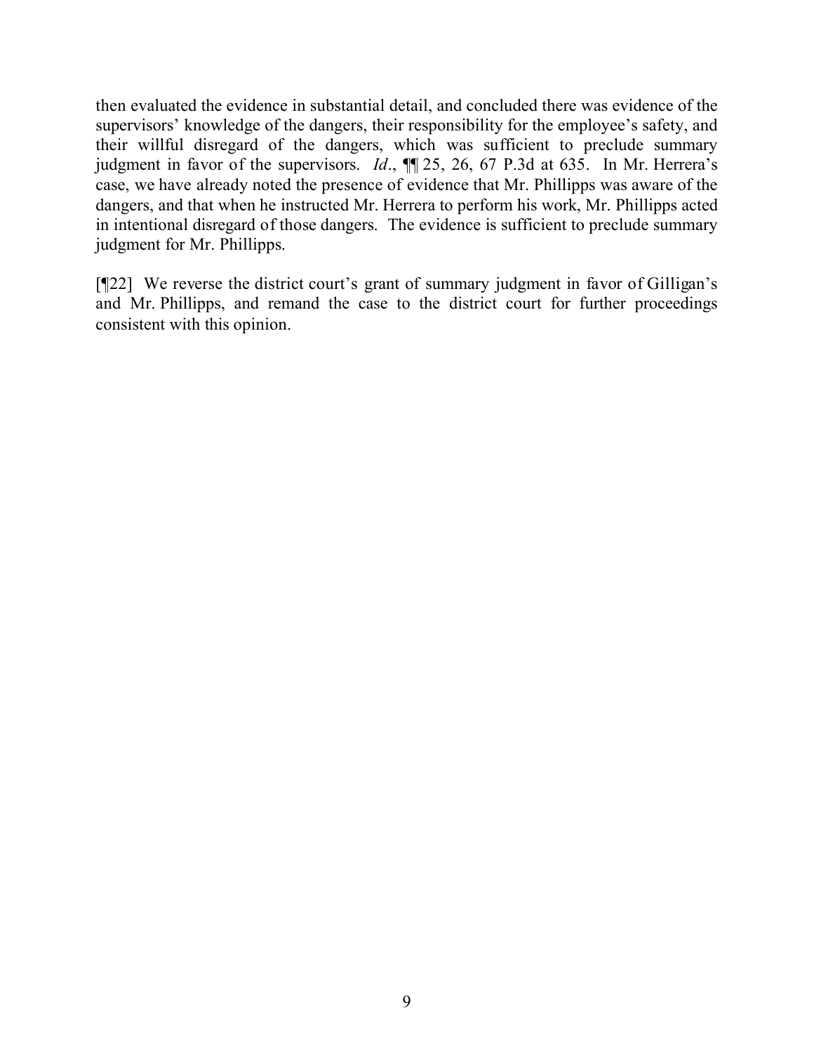then evaluated the evidence in substantial detail, and concluded there was evidence of the supervisors' knowledge of the dangers, their responsibility for the employee's safety, and their willful disregard of the dangers, which was sufficient to preclude summary judgment in favor of the supervisors. *Id*., ¶¶ 25, 26, 67 P.3d at 635. In Mr. Herrera's case, we have already noted the presence of evidence that Mr. Phillipps was aware of the dangers, and that when he instructed Mr. Herrera to perform his work, Mr. Phillipps acted in intentional disregard of those dangers. The evidence is sufficient to preclude summary judgment for Mr. Phillipps.

[¶22] We reverse the district court's grant of summary judgment in favor of Gilligan's and Mr. Phillipps, and remand the case to the district court for further proceedings consistent with this opinion.